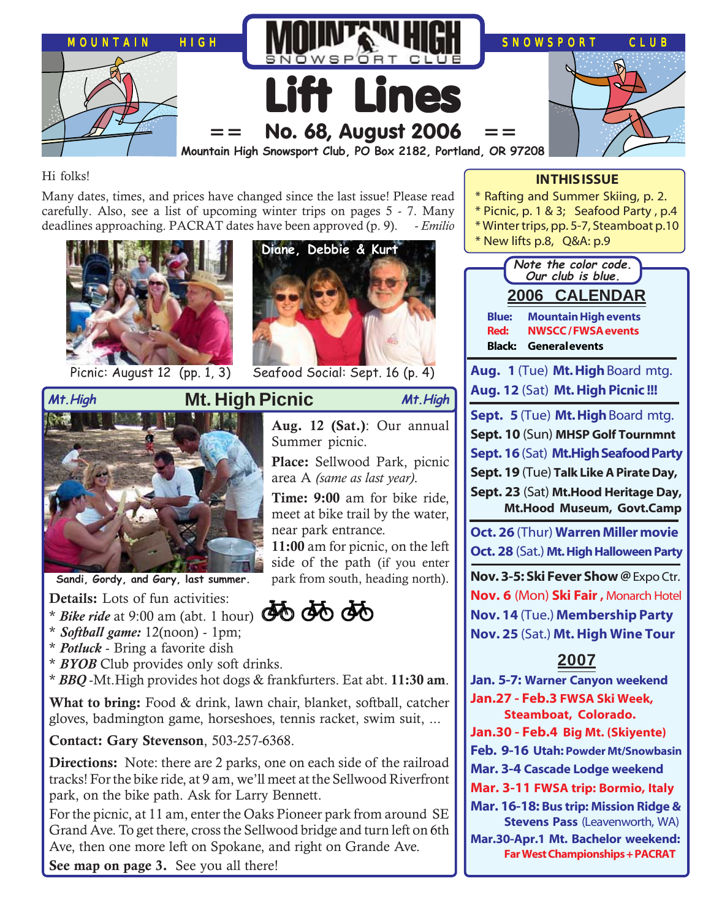# MOUNTAIN HIGH SNOWSPORT CLUB

# Lift Lines

## == No. 68, August 2006 ==

**Mountain High Snowsport Club, PO Box 2182, Portland, OR 97208**

Hi folks!

Many dates, times, and prices have changed since the last issue! Please read carefully. Also, see a list of upcoming winter trips on pages 5 - 7. Many deadlines approaching. PACRAT dates have been approved (p. 9). *- Emilio*

Picnic: August 12 (pp. 1, 3)

Diane, Debbie & Kurt

Seafood Social: Sept. 16 (p. 4)

## Mt. High Picnic

Sandi, Gordy, and Gary, last summer.

**Aug. 12 (Sat.)**: Our annual Summer picnic.

**Place:** Sellwood Park, picnic area A *(same as last year)*.

**Time: 9:00** am for bike ride, meet at bike trail by the water, near park entrance.

**11:00** am for picnic, on the left side of the path (if you enter park from south, heading north).

**Details:** Lots of fun activities:

* *Bike ride* at 9:00 am (abt. 1 hour)
* *Softball game:* 12(noon) - 1pm;
* *Potluck* - Bring a favorite dish
* *BYOB* Club provides only soft drinks.
* *BBQ* -Mt.High provides hot dogs & frankfurters. Eat abt. **11:30 am**.

**What to bring:** Food & drink, lawn chair, blanket, softball, catcher gloves, badmington game, horseshoes, tennis racket, swim suit, ...

**Contact: Gary Stevenson**, 503-257-6368.

**Directions:** Note: there are 2 parks, one on each side of the railroad tracks! For the bike ride, at 9 am, we'll meet at the Sellwood Riverfront park, on the bike path. Ask for Larry Bennett.

For the picnic, at 11 am, enter the Oaks Pioneer park from around SE Grand Ave. To get there, cross the Sellwood bridge and turn left on 6th Ave, then one more left on Spokane, and right on Grande Ave.

**See map on page 3.** See you all there!

---

### IN THIS ISSUE

* Rafting and Summer Skiing, p. 2.
* Picnic, p. 1 & 3; Seafood Party , p.4
* Winter trips, pp. 5-7, Steamboat p.10
* New lifts p.8, Q&A: p.9

*Note the color code. Our club is blue.*

### 2006 CALENDAR

**Blue:** Mountain High events
**Red:** NWSCC / FWSA events
**Black:** General events

**Aug. 1** (Tue) **Mt. High** Board mtg.
**Aug. 12** (Sat) **Mt. High Picnic !!!**

**Sept. 5** (Tue) **Mt. High** Board mtg.
**Sept. 10** (Sun) **MHSP Golf Tournmnt**
**Sept. 16** (Sat) **Mt.High Seafood Party**
**Sept. 19** (Tue) **Talk Like A Pirate Day,**
**Sept. 23** (Sat) **Mt.Hood Heritage Day, Mt.Hood Museum, Govt.Camp**

**Oct. 26** (Thur) **Warren Miller movie**
**Oct. 28** (Sat.) **Mt. High Halloween Party**

**Nov. 3-5: Ski Fever Show** @ Expo Ctr.
**Nov. 6** (Mon) **Ski Fair ,** Monarch Hotel
**Nov. 14** (Tue.) **Membership Party**
**Nov. 25** (Sat.) **Mt. High Wine Tour**

### 2007

**Jan. 5-7: Warner Canyon weekend**
**Jan.27 - Feb.3 FWSA Ski Week, Steamboat, Colorado.**
**Jan.30 - Feb.4 Big Mt. (Skiyente)**
**Feb. 9-16 Utah: Powder Mt/Snowbasin**
**Mar. 3-4 Cascade Lodge weekend**
**Mar. 3-11 FWSA trip: Bormio, Italy**
**Mar. 16-18: Bus trip: Mission Ridge & Stevens Pass** (Leavenworth, WA)
**Mar.30-Apr.1 Mt. Bachelor weekend: Far West Championships + PACRAT**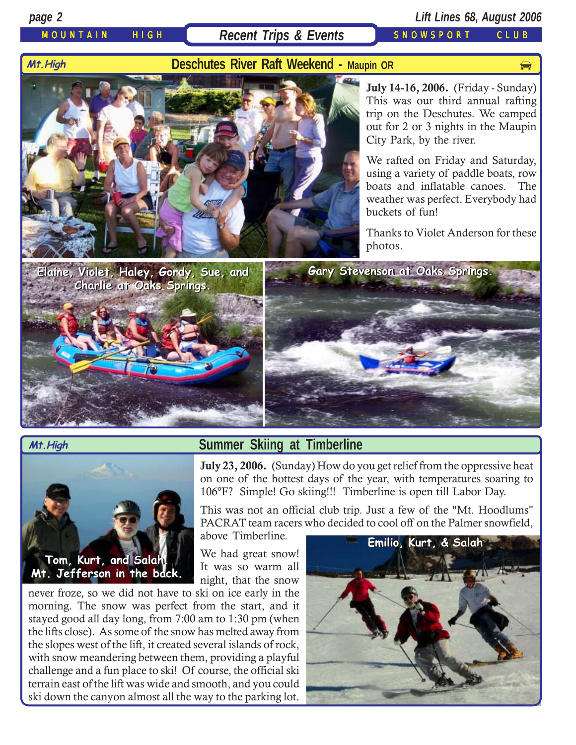## Recent Trips & Events

### Mt.High — Deschutes River Raft Weekend - Maupin OR

**July 14-16, 2006.** (Friday - Sunday) This was our third annual rafting trip on the Deschutes. We camped out for 2 or 3 nights in the Maupin City Park, by the river.

We rafted on Friday and Saturday, using a variety of paddle boats, row boats and inflatable canoes. The weather was perfect. Everybody had buckets of fun!

Thanks to Violet Anderson for these photos.

Elaine, Violet, Haley, Gordy, Sue, and Charlie at Oaks Springs.

Gary Stevenson at Oaks Springs.

### Mt.High — Summer Skiing at Timberline

**July 23, 2006.** (Sunday) How do you get relief from the oppressive heat on one of the hottest days of the year, with temperatures soaring to 106ºF? Simple! Go skiing!!! Timberline is open till Labor Day.

This was not an official club trip. Just a few of the "Mt. Hoodlums" PACRAT team racers who decided to cool off on the Palmer snowfield, above Timberline.

We had great snow! It was so warm all night, that the snow never froze, so we did not have to ski on ice early in the morning. The snow was perfect from the start, and it stayed good all day long, from 7:00 am to 1:30 pm (when the lifts close). As some of the snow has melted away from the slopes west of the lift, it created several islands of rock, with snow meandering between them, providing a playful challenge and a fun place to ski! Of course, the official ski terrain east of the lift was wide and smooth, and you could ski down the canyon almost all the way to the parking lot.

Tom, Kurt, and Salah! Mt. Jefferson in the back.

Emilio, Kurt, & Salah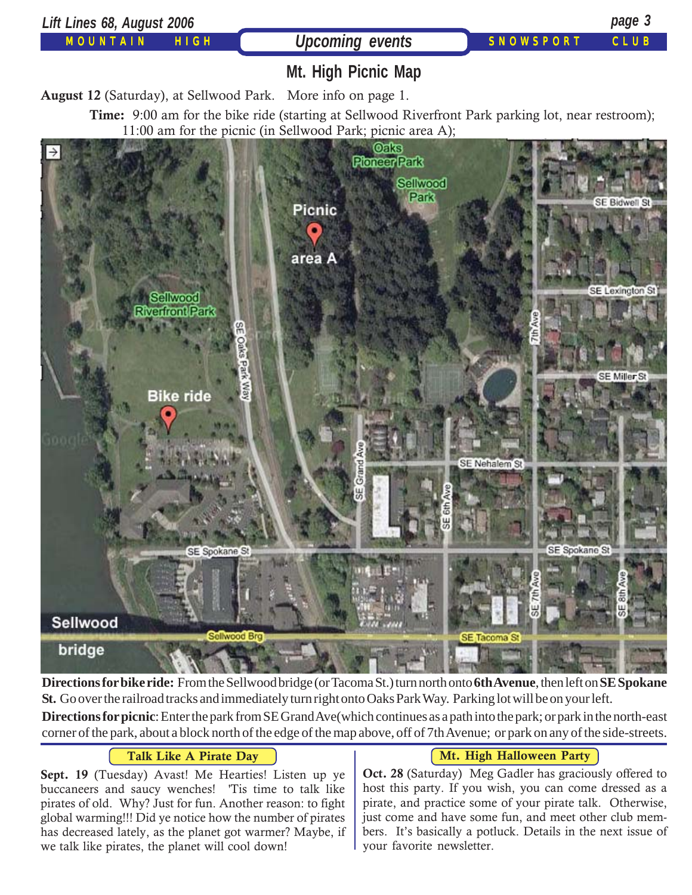## Upcoming events

# Mt. High Picnic Map

**August 12** (Saturday), at Sellwood Park. More info on page 1.

**Time:** 9:00 am for the bike ride (starting at Sellwood Riverfront Park parking lot, near restroom); 11:00 am for the picnic (in Sellwood Park; picnic area A);

**Directions for bike ride:** From the Sellwood bridge (or Tacoma St.) turn north onto **6th Avenue**, then left on **SE Spokane St.** Go over the railroad tracks and immediately turn right onto Oaks Park Way. Parking lot will be on your left.

**Directions for picnic**: Enter the park from SE Grand Ave (which continues as a path into the park; or park in the north-east corner of the park, about a block north of the edge of the map above, off of 7th Avenue; or park on any of the side-streets.

### Talk Like A Pirate Day

**Sept. 19** (Tuesday) Avast! Me Hearties! Listen up ye buccaneers and saucy wenches! 'Tis time to talk like pirates of old. Why? Just for fun. Another reason: to fight global warming!!! Did ye notice how the number of pirates has decreased lately, as the planet got warmer? Maybe, if we talk like pirates, the planet will cool down!

### Mt. High Halloween Party

**Oct. 28** (Saturday) Meg Gadler has graciously offered to host this party. If you wish, you can come dressed as a pirate, and practice some of your pirate talk. Otherwise, just come and have some fun, and meet other club members. It's basically a potluck. Details in the next issue of your favorite newsletter.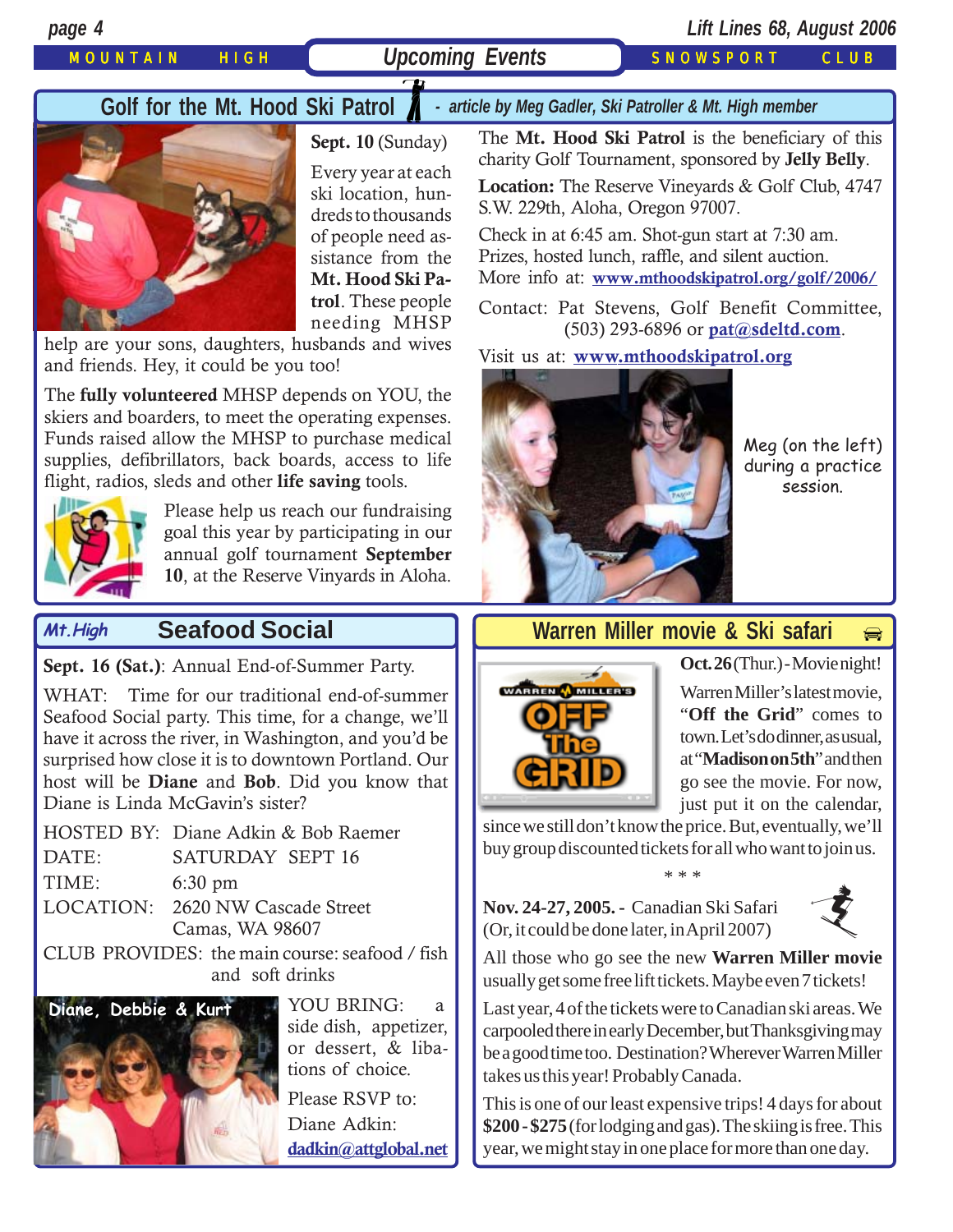## Upcoming Events

### Golf for the Mt. Hood Ski Patrol

*- article by Meg Gadler, Ski Patroller & Mt. High member*

**Sept. 10** (Sunday)

Every year at each ski location, hundreds to thousands of people need assistance from the **Mt. Hood Ski Patrol**. These people needing MHSP help are your sons, daughters, husbands and wives and friends. Hey, it could be you too!

The **fully volunteered** MHSP depends on YOU, the skiers and boarders, to meet the operating expenses. Funds raised allow the MHSP to purchase medical supplies, defibrillators, back boards, access to life flight, radios, sleds and other **life saving** tools.

Please help us reach our fundraising goal this year by participating in our annual golf tournament **September 10**, at the Reserve Vinyards in Aloha.

The **Mt. Hood Ski Patrol** is the beneficiary of this charity Golf Tournament, sponsored by **Jelly Belly**.

**Location:** The Reserve Vineyards & Golf Club, 4747 S.W. 229th, Aloha, Oregon 97007.

Check in at 6:45 am. Shot-gun start at 7:30 am. Prizes, hosted lunch, raffle, and silent auction. More info at: **www.mthoodskipatrol.org/golf/2006/**

Contact: Pat Stevens, Golf Benefit Committee, (503) 293-6896 or **pat@sdeltd.com**.

Visit us at: **www.mthoodskipatrol.org**

Meg (on the left) during a practice session.

### Mt.High Seafood Social

**Sept. 16 (Sat.)**: Annual End-of-Summer Party.

WHAT: Time for our traditional end-of-summer Seafood Social party. This time, for a change, we'll have it across the river, in Washington, and you'd be surprised how close it is to downtown Portland. Our host will be **Diane** and **Bob**. Did you know that Diane is Linda McGavin's sister?

HOSTED BY: Diane Adkin & Bob Raemer
DATE: SATURDAY SEPT 16
TIME: 6:30 pm
LOCATION: 2620 NW Cascade Street
Camas, WA 98607
CLUB PROVIDES: the main course: seafood / fish and soft drinks

Diane, Debbie & Kurt

YOU BRING: a side dish, appetizer, or dessert, & libations of choice.

Please RSVP to:
Diane Adkin:
**dadkin@attglobal.net**

### Warren Miller movie & Ski safari

**Oct. 26** (Thur.) - Movie night!

Warren Miller's latest movie, "**Off the Grid**" comes to town. Let's do dinner, as usual, at "**Madison on 5th**" and then go see the movie. For now, just put it on the calendar, since we still don't know the price. But, eventually, we'll buy group discounted tickets for all who want to join us.

\* \* \*

**Nov. 24-27, 2005. -** Canadian Ski Safari (Or, it could be done later, in April 2007)

All those who go see the new **Warren Miller movie** usually get some free lift tickets. Maybe even 7 tickets!

Last year, 4 of the tickets were to Canadian ski areas. We carpooled there in early December, but Thanksgiving may be a good time too. Destination? Wherever Warren Miller takes us this year! Probably Canada.

This is one of our least expensive trips! 4 days for about **$200 - $275** (for lodging and gas). The skiing is free. This year, we might stay in one place for more than one day.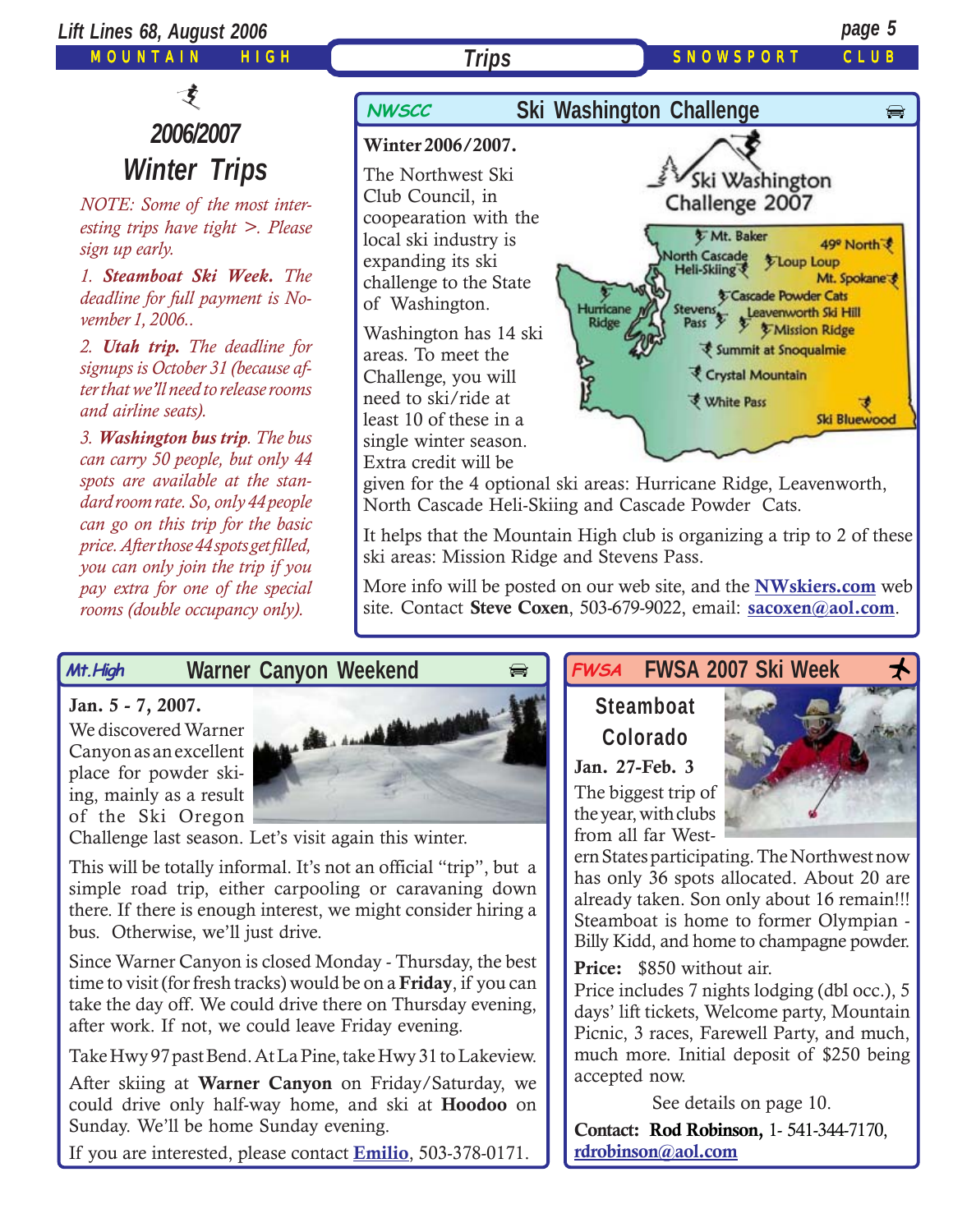## 2006/2007 Winter Trips

*NOTE: Some of the most interesting trips have tight >. Please sign up early.*

*1. **Steamboat Ski Week.** The deadline for full payment is November 1, 2006..*

*2. **Utah trip.** The deadline for signups is October 31 (because after that we'll need to release rooms and airline seats).*

*3. **Washington bus trip**. The bus can carry 50 people, but only 44 spots are available at the standard room rate. So, only 44 people can go on this trip for the basic price. After those 44 spots get filled, you can only join the trip if you pay extra for one of the special rooms (double occupancy only).*

## NWSCC — Ski Washington Challenge

**Winter 2006/2007.**

The Northwest Ski Club Council, in cooperaation with the local ski industry is expanding its ski challenge to the State of Washington.

Washington has 14 ski areas. To meet the Challenge, you will need to ski/ride at least 10 of these in a single winter season. Extra credit will be given for the 4 optional ski areas: Hurricane Ridge, Leavenworth, North Cascade Heli-Skiing and Cascade Powder Cats.

It helps that the Mountain High club is organizing a trip to 2 of these ski areas: Mission Ridge and Stevens Pass.

More info will be posted on our web site, and the **NWskiers.com** web site. Contact **Steve Coxen**, 503-679-9022, email: **sacoxen@aol.com**.

## Mt.High — Warner Canyon Weekend

**Jan. 5 - 7, 2007.**

We discovered Warner Canyon as an excellent place for powder skiing, mainly as a result of the Ski Oregon Challenge last season. Let's visit again this winter.

This will be totally informal. It's not an official "trip", but a simple road trip, either carpooling or caravaning down there. If there is enough interest, we might consider hiring a bus. Otherwise, we'll just drive.

Since Warner Canyon is closed Monday - Thursday, the best time to visit (for fresh tracks) would be on a **Friday**, if you can take the day off. We could drive there on Thursday evening, after work. If not, we could leave Friday evening.

Take Hwy 97 past Bend. At La Pine, take Hwy 31 to Lakeview.

After skiing at **Warner Canyon** on Friday/Saturday, we could drive only half-way home, and ski at **Hoodoo** on Sunday. We'll be home Sunday evening.

If you are interested, please contact **Emilio**, 503-378-0171.

## FWSA — FWSA 2007 Ski Week

**Steamboat Colorado**

**Jan. 27-Feb. 3**

The biggest trip of the year, with clubs from all far Western States participating. The Northwest now has only 36 spots allocated. About 20 are already taken. Son only about 16 remain!!! Steamboat is home to former Olympian - Billy Kidd, and home to champagne powder.

**Price:** $850 without air.

Price includes 7 nights lodging (dbl occ.), 5 days' lift tickets, Welcome party, Mountain Picnic, 3 races, Farewell Party, and much, much more. Initial deposit of $250 being accepted now.

See details on page 10.

**Contact: Rod Robinson,** 1- 541-344-7170, **rdrobinson@aol.com**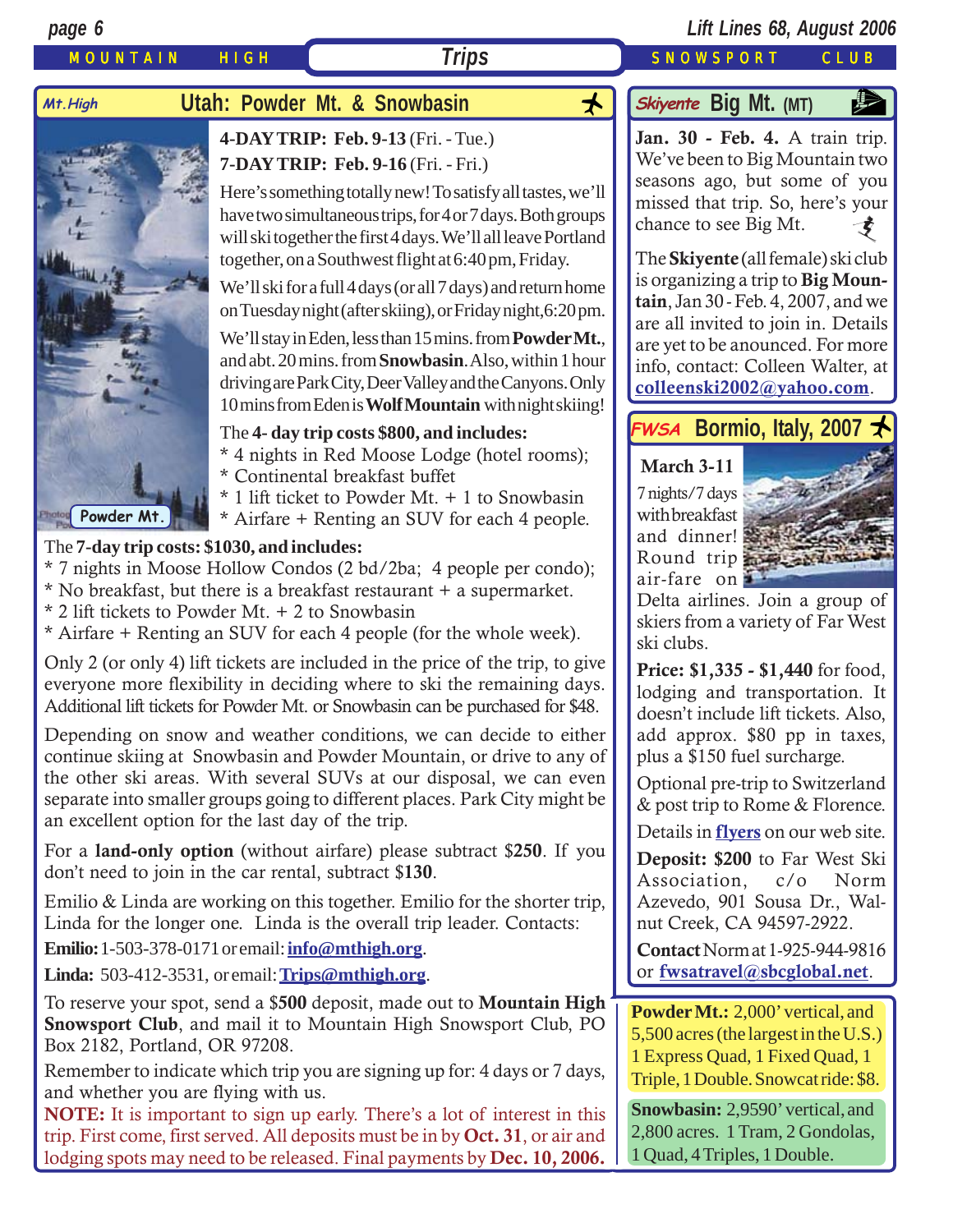MOUNTAIN HIGH **Trips** SNOWSPORT CLUB

## Mt.High — Utah: Powder Mt. & Snowbasin

**4-DAY TRIP: Feb. 9-13** (Fri. - Tue.)
**7-DAY TRIP: Feb. 9-16** (Fri. - Fri.)

Here's something totally new! To satisfy all tastes, we'll have two simultaneous trips, for 4 or 7 days. Both groups will ski together the first 4 days. We'll all leave Portland together, on a Southwest flight at 6:40 pm, Friday.

We'll ski for a full 4 days (or all 7 days) and return home on Tuesday night (after skiing), or Friday night, 6:20 pm.

We'll stay in Eden, less than 15 mins. from **Powder Mt.**, and abt. 20 mins. from **Snowbasin**. Also, within 1 hour driving are Park City, Deer Valley and the Canyons. Only 10 mins from Eden is **Wolf Mountain** with night skiing!

Powder Mt.

The **4- day trip costs $800, and includes:**
* 4 nights in Red Moose Lodge (hotel rooms);
* Continental breakfast buffet
* 1 lift ticket to Powder Mt. + 1 to Snowbasin
* Airfare + Renting an SUV for each 4 people.

The **7-day trip costs: $1030, and includes:**
* 7 nights in Moose Hollow Condos (2 bd/2ba; 4 people per condo);
* No breakfast, but there is a breakfast restaurant + a supermarket.
* 2 lift tickets to Powder Mt. + 2 to Snowbasin
* Airfare + Renting an SUV for each 4 people (for the whole week).

Only 2 (or only 4) lift tickets are included in the price of the trip, to give everyone more flexibility in deciding where to ski the remaining days. Additional lift tickets for Powder Mt. or Snowbasin can be purchased for $48.

Depending on snow and weather conditions, we can decide to either continue skiing at Snowbasin and Powder Mountain, or drive to any of the other ski areas. With several SUVs at our disposal, we can even separate into smaller groups going to different places. Park City might be an excellent option for the last day of the trip.

For a **land-only option** (without airfare) please subtract $**250**. If you don't need to join in the car rental, subtract $**130**.

Emilio & Linda are working on this together. Emilio for the shorter trip, Linda for the longer one. Linda is the overall trip leader. Contacts:

**Emilio:** 1-503-378-0171 or email: **info@mthigh.org**.

**Linda:** 503-412-3531, or email: **Trips@mthigh.org**.

To reserve your spot, send a $**500** deposit, made out to **Mountain High Snowsport Club**, and mail it to Mountain High Snowsport Club, PO Box 2182, Portland, OR 97208.

Remember to indicate which trip you are signing up for: 4 days or 7 days, and whether you are flying with us.

**NOTE:** It is important to sign up early. There's a lot of interest in this trip. First come, first served. All deposits must be in by **Oct. 31**, or air and lodging spots may need to be released. Final payments by **Dec. 10, 2006.**

## Skiyente Big Mt. (MT)

**Jan. 30 - Feb. 4.** A train trip. We've been to Big Mountain two seasons ago, but some of you missed that trip. So, here's your chance to see Big Mt.

The **Skiyente** (all female) ski club is organizing a trip to **Big Mountain**, Jan 30 - Feb. 4, 2007, and we are all invited to join in. Details are yet to be anounced. For more info, contact: Colleen Walter, at **colleenski2002@yahoo.com**.

## FWSA Bormio, Italy, 2007

**March 3-11**

7 nights/7 days with breakfast and dinner! Round trip air-fare on Delta airlines. Join a group of skiers from a variety of Far West ski clubs.

**Price: $1,335 - $1,440** for food, lodging and transportation. It doesn't include lift tickets. Also, add approx. $80 pp in taxes, plus a $150 fuel surcharge.

Optional pre-trip to Switzerland & post trip to Rome & Florence.

Details in **flyers** on our web site.

**Deposit: $200** to Far West Ski Association, c/o Norm Azevedo, 901 Sousa Dr., Walnut Creek, CA 94597-2922.

**Contact** Norm at 1-925-944-9816 or **fwsatravel@sbcglobal.net**.

**Powder Mt.:** 2,000' vertical, and 5,500 acres (the largest in the U.S.) 1 Express Quad, 1 Fixed Quad, 1 Triple, 1 Double. Snowcat ride: $8.

**Snowbasin:** 2,9590' vertical, and 2,800 acres. 1 Tram, 2 Gondolas, 1 Quad, 4 Triples, 1 Double.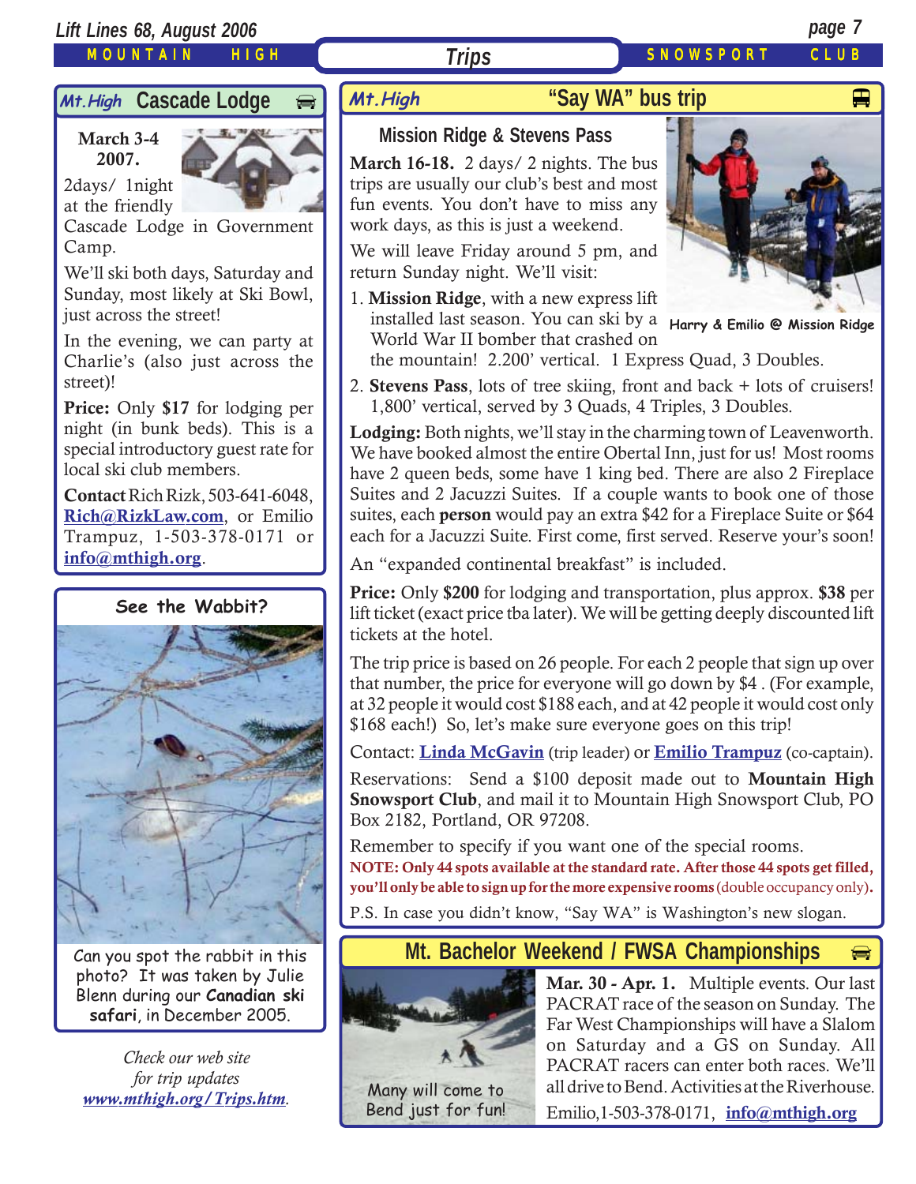# Trips

## Mt.High Cascade Lodge

**March 3-4 2007.**

2days/ 1night at the friendly Cascade Lodge in Government Camp.

We'll ski both days, Saturday and Sunday, most likely at Ski Bowl, just across the street!

In the evening, we can party at Charlie's (also just across the street)!

**Price:** Only **$17** for lodging per night (in bunk beds). This is a special introductory guest rate for local ski club members.

**Contact** Rich Rizk, 503-641-6048, **Rich@RizkLaw.com**, or Emilio Trampuz, 1-503-378-0171 or **info@mthigh.org**.

## See the Wabbit?

Can you spot the rabbit in this photo? It was taken by Julie Blenn during our **Canadian ski safari**, in December 2005.

*Check our web site for trip updates* ***www.mthigh.org/Trips.htm***.

## Mt.High "Say WA" bus trip

### Mission Ridge & Stevens Pass

**March 16-18.** 2 days/ 2 nights. The bus trips are usually our club's best and most fun events. You don't have to miss any work days, as this is just a weekend.

We will leave Friday around 5 pm, and return Sunday night. We'll visit:

Harry & Emilio @ Mission Ridge

1. **Mission Ridge**, with a new express lift installed last season. You can ski by a World War II bomber that crashed on the mountain! 2.200' vertical. 1 Express Quad, 3 Doubles.
2. **Stevens Pass**, lots of tree skiing, front and back + lots of cruisers! 1,800' vertical, served by 3 Quads, 4 Triples, 3 Doubles.

**Lodging:** Both nights, we'll stay in the charming town of Leavenworth. We have booked almost the entire Obertal Inn, just for us! Most rooms have 2 queen beds, some have 1 king bed. There are also 2 Fireplace Suites and 2 Jacuzzi Suites. If a couple wants to book one of those suites, each **person** would pay an extra $42 for a Fireplace Suite or $64 each for a Jacuzzi Suite. First come, first served. Reserve your's soon!

An "expanded continental breakfast" is included.

**Price:** Only **$200** for lodging and transportation, plus approx. **$38** per lift ticket (exact price tba later). We will be getting deeply discounted lift tickets at the hotel.

The trip price is based on 26 people. For each 2 people that sign up over that number, the price for everyone will go down by $4 . (For example, at 32 people it would cost $188 each, and at 42 people it would cost only $168 each!) So, let's make sure everyone goes on this trip!

Contact: **Linda McGavin** (trip leader) or **Emilio Trampuz** (co-captain).

Reservations: Send a $100 deposit made out to **Mountain High Snowsport Club**, and mail it to Mountain High Snowsport Club, PO Box 2182, Portland, OR 97208.

Remember to specify if you want one of the special rooms.

**NOTE: Only 44 spots available at the standard rate. After those 44 spots get filled, you'll only be able to sign up for the more expensive rooms** (double occupancy only)**.**

P.S. In case you didn't know, "Say WA" is Washington's new slogan.

## Mt. Bachelor Weekend / FWSA Championships

Many will come to Bend just for fun!

**Mar. 30 - Apr. 1.** Multiple events. Our last PACRAT race of the season on Sunday. The Far West Championships will have a Slalom on Saturday and a GS on Sunday. All PACRAT racers can enter both races. We'll all drive to Bend. Activities at the Riverhouse.

Emilio,1-503-378-0171, **info@mthigh.org**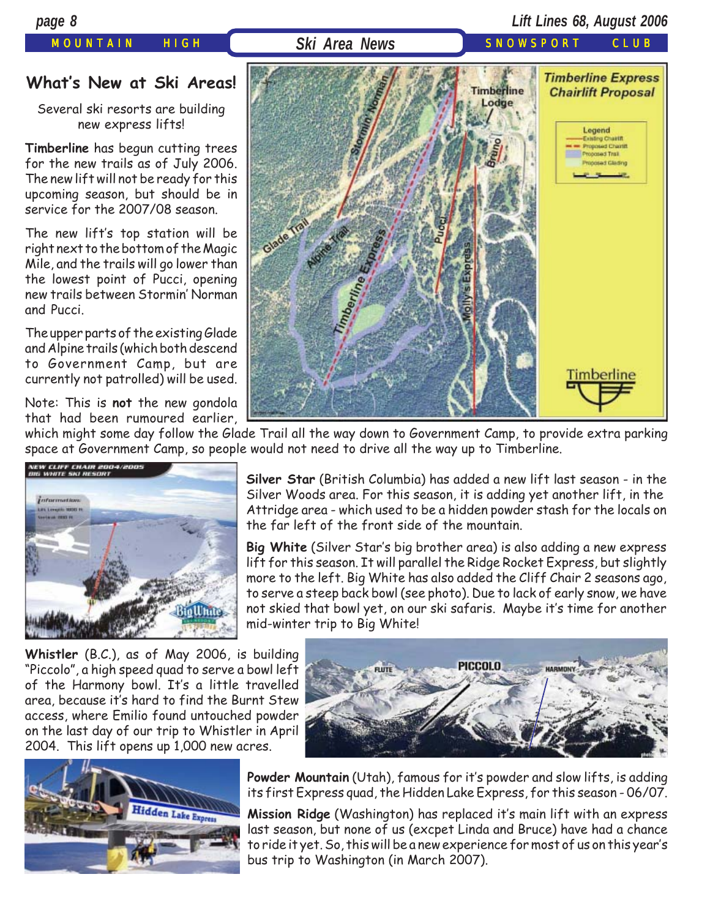## What's New at Ski Areas!

Several ski resorts are building new express lifts!

**Timberline** has begun cutting trees for the new trails as of July 2006. The new lift will not be ready for this upcoming season, but should be in service for the 2007/08 season.

The new lift's top station will be right next to the bottom of the Magic Mile, and the trails will go lower than the lowest point of Pucci, opening new trails between Stormin' Norman and Pucci.

The upper parts of the existing Glade and Alpine trails (which both descend to Government Camp, but are currently not patrolled) will be used.

Note: This is **not** the new gondola that had been rumoured earlier, which might some day follow the Glade Trail all the way down to Government Camp, to provide extra parking space at Government Camp, so people would not need to drive all the way up to Timberline.

**Silver Star** (British Columbia) has added a new lift last season - in the Silver Woods area. For this season, it is adding yet another lift, in the Attridge area - which used to be a hidden powder stash for the locals on the far left of the front side of the mountain.

**Big White** (Silver Star's big brother area) is also adding a new express lift for this season. It will parallel the Ridge Rocket Express, but slightly more to the left. Big White has also added the Cliff Chair 2 seasons ago, to serve a steep back bowl (see photo). Due to lack of early snow, we have not skied that bowl yet, on our ski safaris. Maybe it's time for another mid-winter trip to Big White!

**Whistler** (B.C.), as of May 2006, is building "Piccolo", a high speed quad to serve a bowl left of the Harmony bowl. It's a little travelled area, because it's hard to find the Burnt Stew access, where Emilio found untouched powder on the last day of our trip to Whistler in April 2004. This lift opens up 1,000 new acres.

**Powder Mountain** (Utah), famous for it's powder and slow lifts, is adding its first Express quad, the Hidden Lake Express, for this season - 06/07.

**Mission Ridge** (Washington) has replaced it's main lift with an express last season, but none of us (excpet Linda and Bruce) have had a chance to ride it yet. So, this will be a new experience for most of us on this year's bus trip to Washington (in March 2007).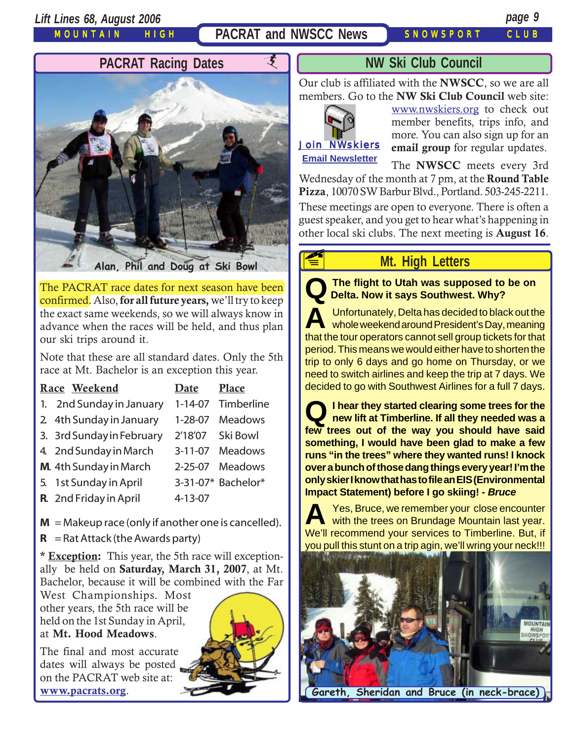## PACRAT Racing Dates

Alan, Phil and Doug at Ski Bowl

The PACRAT race dates for next season have been confirmed. Also, **for all future years,** we'll try to keep the exact same weekends, so we will always know in advance when the races will be held, and thus plan our ski trips around it.

Note that these are all standard dates. Only the 5th race at Mt. Bachelor is an exception this year.

| Race | Weekend | Date | Place |
|---|---|---|---|
| 1. | 2nd Sunday in January | 1-14-07 | Timberline |
| 2. | 4th Sunday in January | 1-28-07 | Meadows |
| 3. | 3rd Sunday in February | 2'18'07 | Ski Bowl |
| 4. | 2nd Sunday in March | 3-11-07 | Meadows |
| **M.** | 4th Sunday in March | 2-25-07 | Meadows |
| 5. | 1st Sunday in April | 3-31-07* | Bachelor* |
| **R.** | 2nd Friday in April | 4-13-07 | |

**M** = Makeup race (only if another one is cancelled).

**R** = Rat Attack (the Awards party)

* **Exception:** This year, the 5th race will exceptionally be held on **Saturday, March 31, 2007**, at Mt. Bachelor, because it will be combined with the Far West Championships. Most other years, the 5th race will be held on the 1st Sunday in April, at **Mt. Hood Meadows**.

The final and most accurate dates will always be posted on the PACRAT web site at: **www.pacrats.org**.

## NW Ski Club Council

Our club is affiliated with the **NWSCC**, so we are all members. Go to the **NW Ski Club Council** web site: www.nwskiers.org to check out member benefits, trips info, and more. You can also sign up for an **email group** for regular updates.

Join NWskiers
Email Newsletter

The **NWSCC** meets every 3rd Wednesday of the month at 7 pm, at the **Round Table Pizza**, 10070 SW Barbur Blvd., Portland. 503-245-2211. These meetings are open to everyone. There is often a guest speaker, and you get to hear what's happening in other local ski clubs. The next meeting is **August 16**.

## Mt. High Letters

**Q** **The flight to Utah was supposed to be on Delta. Now it says Southwest. Why?**

**A** Unfortunately, Delta has decided to black out the whole weekend around President's Day, meaning that the tour operators cannot sell group tickets for that period. This means we would either have to shorten the trip to only 6 days and go home on Thursday, or we need to switch airlines and keep the trip at 7 days. We decided to go with Southwest Airlines for a full 7 days.

**Q** **I hear they started clearing some trees for the new lift at Timberline. If all they needed was a few trees out of the way you should have said something, I would have been glad to make a few runs "in the trees" where they wanted runs! I knock over a bunch of those dang things every year! I'm the only skier I know that has to file an EIS (Environmental Impact Statement) before I go skiing! - *Bruce***

**A** Yes, Bruce, we remember your close encounter with the trees on Brundage Mountain last year. We'll recommend your services to Timberline. But, if you pull this stunt on a trip agin, we'll wring your neck!!!

Gareth, Sheridan and Bruce (in neck-brace)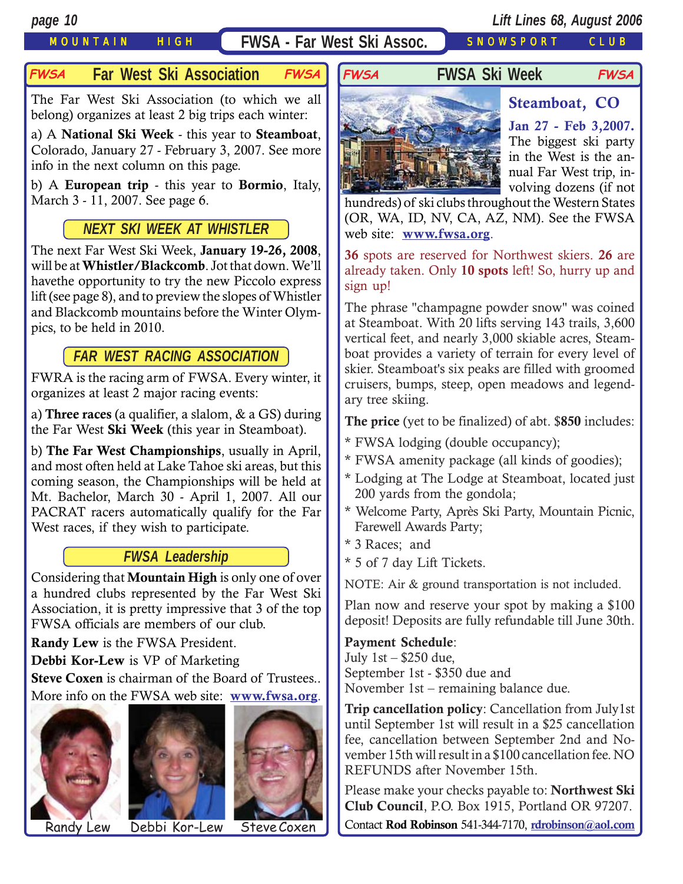# FWSA - Far West Ski Assoc.

## Far West Ski Association

The Far West Ski Association (to which we all belong) organizes at least 2 big trips each winter:

a) A **National Ski Week** - this year to **Steamboat**, Colorado, January 27 - February 3, 2007. See more info in the next column on this page.

b) A **European trip** - this year to **Bormio**, Italy, March 3 - 11, 2007. See page 6.

### NEXT SKI WEEK AT WHISTLER

The next Far West Ski Week, **January 19-26, 2008**, will be at **Whistler/Blackcomb**. Jot that down. We'll havethe opportunity to try the new Piccolo express lift (see page 8), and to preview the slopes of Whistler and Blackcomb mountains before the Winter Olympics, to be held in 2010.

### FAR WEST RACING ASSOCIATION

FWRA is the racing arm of FWSA. Every winter, it organizes at least 2 major racing events:

a) **Three races** (a qualifier, a slalom, & a GS) during the Far West **Ski Week** (this year in Steamboat).

b) **The Far West Championships**, usually in April, and most often held at Lake Tahoe ski areas, but this coming season, the Championships will be held at Mt. Bachelor, March 30 - April 1, 2007. All our PACRAT racers automatically qualify for the Far West races, if they wish to participate.

### FWSA Leadership

Considering that **Mountain High** is only one of over a hundred clubs represented by the Far West Ski Association, it is pretty impressive that 3 of the top FWSA officials are members of our club.

**Randy Lew** is the FWSA President.

**Debbi Kor-Lew** is VP of Marketing

**Steve Coxen** is chairman of the Board of Trustees..

More info on the FWSA web site: **www.fwsa.org**.

Randy Lew Debbi Kor-Lew Steve Coxen

## FWSA Ski Week

### Steamboat, CO

**Jan 27 - Feb 3,2007.** The biggest ski party in the West is the annual Far West trip, involving dozens (if not hundreds) of ski clubs throughout the Western States (OR, WA, ID, NV, CA, AZ, NM). See the FWSA web site: **www.fwsa.org**.

**36** spots are reserved for Northwest skiers. **26** are already taken. Only **10 spots** left! So, hurry up and sign up!

The phrase "champagne powder snow" was coined at Steamboat. With 20 lifts serving 143 trails, 3,600 vertical feet, and nearly 3,000 skiable acres, Steamboat provides a variety of terrain for every level of skier. Steamboat's six peaks are filled with groomed cruisers, bumps, steep, open meadows and legendary tree skiing.

**The price** (yet to be finalized) of abt. $**850** includes:

* FWSA lodging (double occupancy);
* FWSA amenity package (all kinds of goodies);
* Lodging at The Lodge at Steamboat, located just 200 yards from the gondola;
* Welcome Party, Après Ski Party, Mountain Picnic, Farewell Awards Party;
* 3 Races; and
* 5 of 7 day Lift Tickets.

NOTE: Air & ground transportation is not included.

Plan now and reserve your spot by making a $100 deposit! Deposits are fully refundable till June 30th.

**Payment Schedule**:
July 1st – $250 due,
September 1st - $350 due and
November 1st – remaining balance due.

**Trip cancellation policy**: Cancellation from July1st until September 1st will result in a $25 cancellation fee, cancellation between September 2nd and November 15th will result in a $100 cancellation fee. NO REFUNDS after November 15th.

Please make your checks payable to: **Northwest Ski Club Council**, P.O. Box 1915, Portland OR 97207.

Contact **Rod Robinson** 541-344-7170, **rdrobinson@aol.com**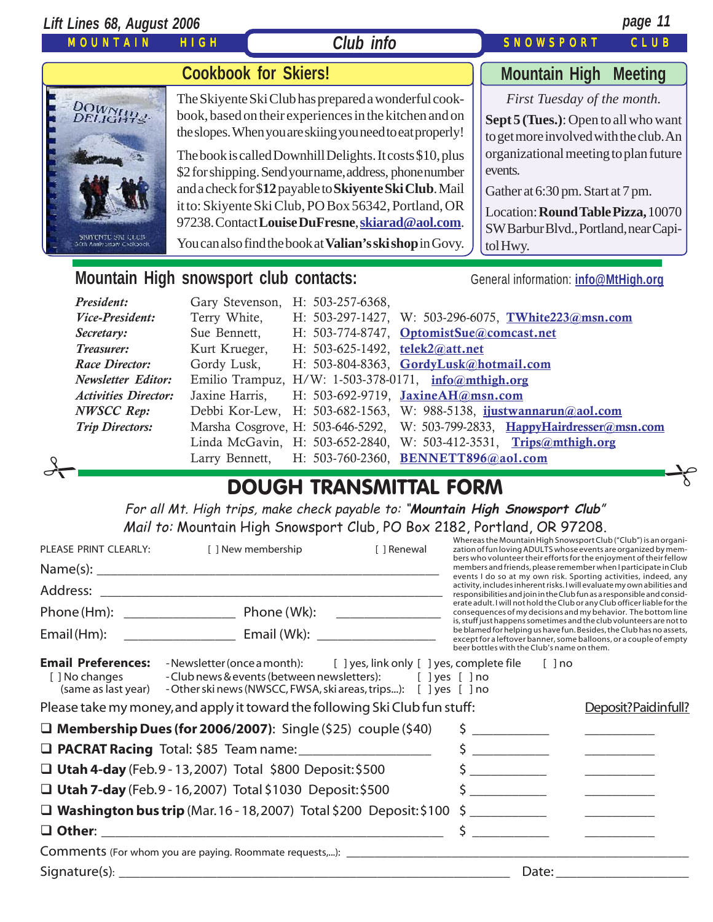## Cookbook for Skiers!

The Skiyente Ski Club has prepared a wonderful cookbook, based on their experiences in the kitchen and on the slopes. When you are skiing you need to eat properly!

The book is called Downhill Delights. It costs $10, plus $2 for shipping. Send your name, address, phone number and a check for $**12** payable to **Skiyente Ski Club**. Mail it to: Skiyente Ski Club, PO Box 56342, Portland, OR 97238. Contact **Louise DuFresne**, skiarad@aol.com.

You can also find the book at **Valian's ski shop** in Govy.

## Mountain High Meeting

*First Tuesday of the month.*

**Sept 5 (Tues.)**: Open to all who want to get more involved with the club. An organizational meeting to plan future events.

Gather at 6:30 pm. Start at 7 pm.

Location: **Round Table Pizza,** 10070 SW Barbur Blvd., Portland, near Capitol Hwy.

## Mountain High snowsport club contacts:

General information: info@MtHigh.org

| | | | | |
|---|---|---|---|---|
| *President:* | Gary Stevenson, | H: 503-257-6368, | | |
| *Vice-President:* | Terry White, | H: 503-297-1427, | W: 503-296-6075, | TWhite223@msn.com |
| *Secretary:* | Sue Bennett, | H: 503-774-8747, | | OptomistSue@comcast.net |
| *Treasurer:* | Kurt Krueger, | H: 503-625-1492, | | telek2@att.net |
| *Race Director:* | Gordy Lusk, | H: 503-804-8363, | | GordyLusk@hotmail.com |
| *Newsletter Editor:* | Emilio Trampuz, | H/W: 1-503-378-0171, | | info@mthigh.org |
| *Activities Director:* | Jaxine Harris, | H: 503-692-9719, | | JaxineAH@msn.com |
| *NWSCC Rep:* | Debbi Kor-Lew, | H: 503-682-1563, | W: 988-5138, | ijustwannarun@aol.com |
| *Trip Directors:* | Marsha Cosgrove, | H: 503-646-5292, | W: 503-799-2833, | HappyHairdresser@msn.com |
| | Linda McGavin, | H: 503-652-2840, | W: 503-412-3531, | Trips@mthigh.org |
| | Larry Bennett, | H: 503-760-2360, | | BENNETT896@aol.com |

# DOUGH TRANSMITTAL FORM

*For all Mt. High trips, make check payable to: "**Mountain High Snowsport Club**"*
*Mail to:* Mountain High Snowsport Club, PO Box 2182, Portland, OR 97208.

PLEASE PRINT CLEARLY: [ ] New membership [ ] Renewal

Name(s): ______________________________

Address: ______________________________

Phone (Hm): ______________ Phone (Wk): ______________

Email (Hm): ______________ Email (Wk): ______________

Whereas the Mountain High Snowsport Club ("Club") is an organization of fun loving ADULTS whose events are organized by members who volunteer their efforts for the enjoyment of their fellow members and friends, please remember when I participate in Club events I do so at my own risk. Sporting activities, indeed, any activity, includes inherent risks. I will evaluate my own abilities and responsibilities and join in the Club fun as a responsible and considerate adult. I will not hold the Club or any Club officer liable for the consequences of my decisions and my behavior. The bottom line is, stuff just happens sometimes and the club volunteers are not to be blamed for helping us have fun. Besides, the Club has no assets, except for a leftover banner, some balloons, or a couple of empty beer bottles with the Club's name on them.

**Email Preferences:**
[ ] No changes (same as last year)
- Newsletter (once a month): [ ] yes, link only [ ] yes, complete file [ ] no
- Club news & events (between newsletters): [ ] yes [ ] no
- Other ski news (NWSCC, FWSA, ski areas, trips...): [ ] yes [ ] no

Please take my money, and apply it toward the following Ski Club fun stuff:

| | | Deposit? Paid in full? |
|---|---|---|
| ❑ **Membership Dues (for 2006/2007)**: Single ($25) couple ($40) | $ __________ | __________ |
| ❑ **PACRAT Racing** Total: $85 Team name: ______________ | $ __________ | __________ |
| ❑ **Utah 4-day** (Feb. 9 - 13, 2007) Total $800 Deposit: $500 | $ __________ | __________ |
| ❑ **Utah 7-day** (Feb. 9 - 16, 2007) Total $1030 Deposit: $500 | $ __________ | __________ |
| ❑ **Washington bus trip** (Mar. 16 - 18, 2007) Total $200 Deposit: $100 | $ __________ | __________ |
| ❑ **Other**: ______________________________ | $ __________ | __________ |

Comments (For whom you are paying. Roommate requests,...): ______________________________

Signature(s): ______________________________ Date: ______________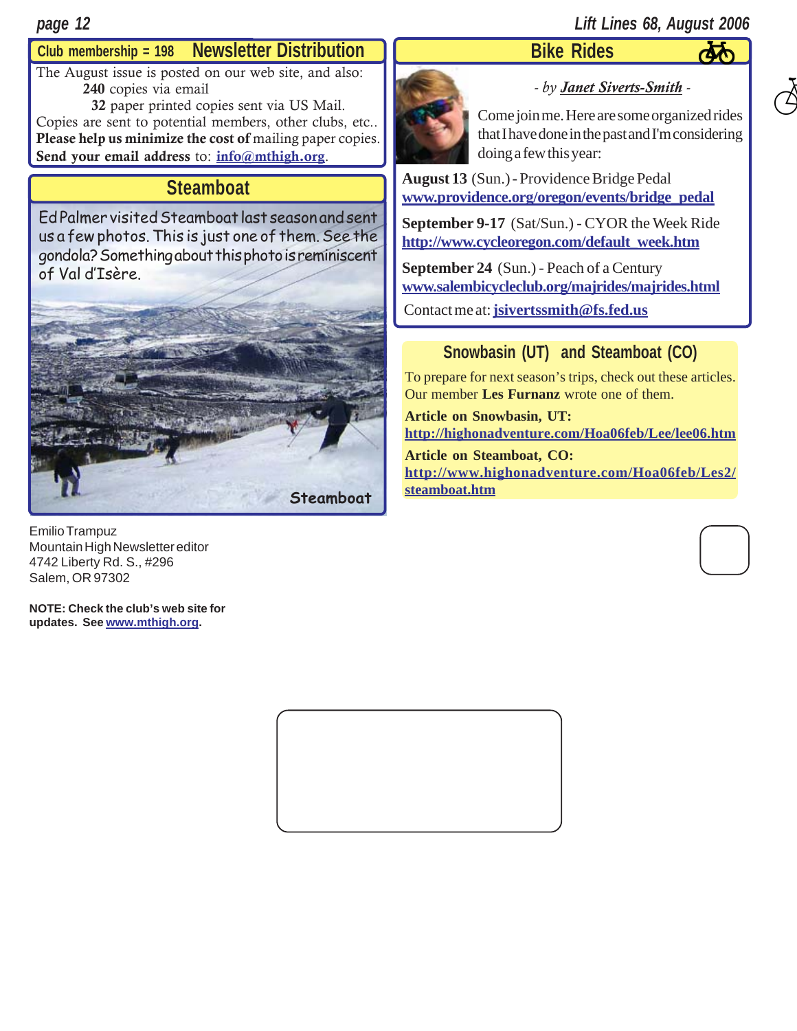## Newsletter Distribution

**Club membership = 198**

The August issue is posted on our web site, and also:

**240** copies via email

**32** paper printed copies sent via US Mail.

Copies are sent to potential members, other clubs, etc.. **Please help us minimize the cost of** mailing paper copies. **Send your email address** to: **info@mthigh.org**.

## Steamboat

Ed Palmer visited Steamboat last season and sent us a few photos. This is just one of them. See the gondola? Something about this photo is reminiscent of Val d'Isère.

Steamboat

## Bike Rides

*- by* ***Janet Siverts-Smith*** *-*

Come join me. Here are some organized rides that I have done in the past and I'm considering doing a few this year:

**August 13** (Sun.) - Providence Bridge Pedal
**www.providence.org/oregon/events/bridge_pedal**

**September 9-17** (Sat/Sun.) - CYOR the Week Ride
**http://www.cycleoregon.com/default_week.htm**

**September 24** (Sun.) - Peach of a Century
**www.salembicycleclub.org/majrides/majrides.html**

Contact me at: **jsivertssmith@fs.fed.us**

## Snowbasin (UT) and Steamboat (CO)

To prepare for next season's trips, check out these articles. Our member **Les Furnanz** wrote one of them.

**Article on Snowbasin, UT:**
**http://highonadventure.com/Hoa06feb/Lee/lee06.htm**

**Article on Steamboat, CO:**
**http://www.highonadventure.com/Hoa06feb/Les2/steamboat.htm**

Emilio Trampuz
Mountain High Newsletter editor
4742 Liberty Rd. S., #296
Salem, OR 97302

**NOTE: Check the club's web site for updates. See www.mthigh.org.**